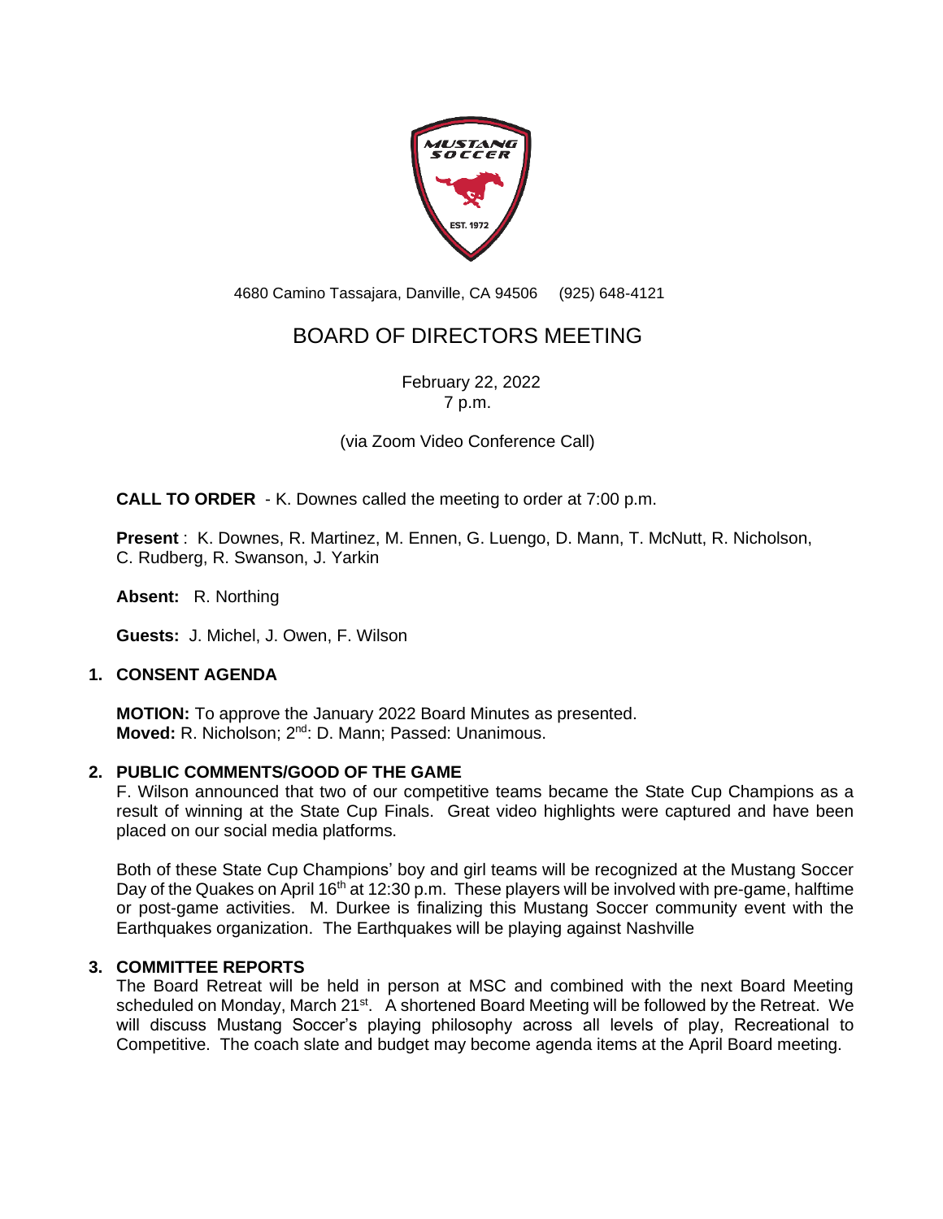4680 Camino Tassajara, Danville, CA 94506 (925) 648-4121

# BOARD OF DIRECTORS MEETING

February 22, 2022
7 p.m.

(via Zoom Video Conference Call)

**CALL TO ORDER** - K. Downes called the meeting to order at 7:00 p.m.

**Present** : K. Downes, R. Martinez, M. Ennen, G. Luengo, D. Mann, T. McNutt, R. Nicholson, C. Rudberg, R. Swanson, J. Yarkin

**Absent:** R. Northing

**Guests:** J. Michel, J. Owen, F. Wilson

## 1. CONSENT AGENDA

**MOTION:** To approve the January 2022 Board Minutes as presented.
**Moved:** R. Nicholson; 2nd: D. Mann; Passed: Unanimous.

## 2. PUBLIC COMMENTS/GOOD OF THE GAME

F. Wilson announced that two of our competitive teams became the State Cup Champions as a result of winning at the State Cup Finals. Great video highlights were captured and have been placed on our social media platforms.

Both of these State Cup Champions' boy and girl teams will be recognized at the Mustang Soccer Day of the Quakes on April 16th at 12:30 p.m. These players will be involved with pre-game, halftime or post-game activities. M. Durkee is finalizing this Mustang Soccer community event with the Earthquakes organization. The Earthquakes will be playing against Nashville

## 3. COMMITTEE REPORTS

The Board Retreat will be held in person at MSC and combined with the next Board Meeting scheduled on Monday, March 21st. A shortened Board Meeting will be followed by the Retreat. We will discuss Mustang Soccer's playing philosophy across all levels of play, Recreational to Competitive. The coach slate and budget may become agenda items at the April Board meeting.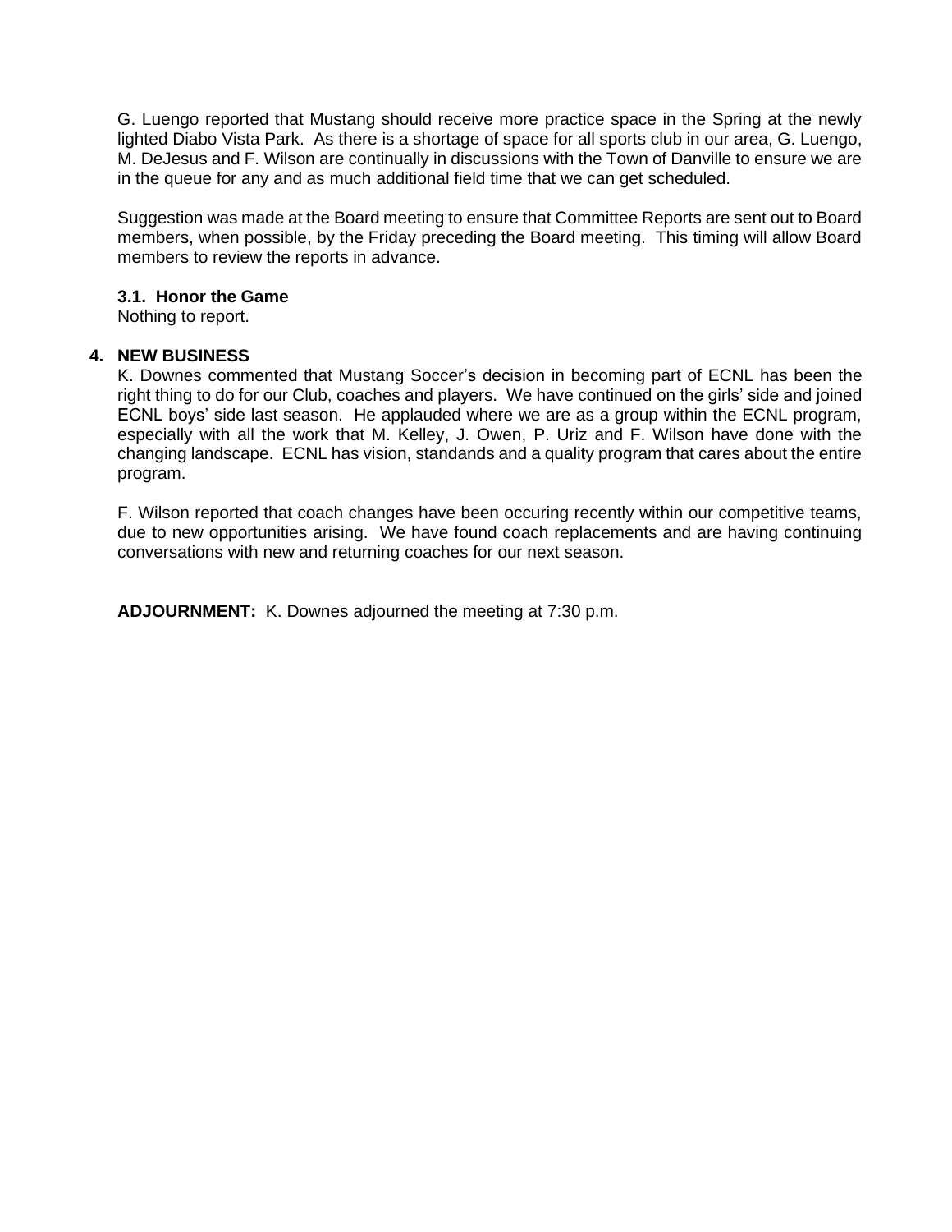G. Luengo reported that Mustang should receive more practice space in the Spring at the newly lighted Diabo Vista Park. As there is a shortage of space for all sports club in our area, G. Luengo, M. DeJesus and F. Wilson are continually in discussions with the Town of Danville to ensure we are in the queue for any and as much additional field time that we can get scheduled.

Suggestion was made at the Board meeting to ensure that Committee Reports are sent out to Board members, when possible, by the Friday preceding the Board meeting. This timing will allow Board members to review the reports in advance.

**3.1. Honor the Game**

Nothing to report.

**4. NEW BUSINESS**

K. Downes commented that Mustang Soccer's decision in becoming part of ECNL has been the right thing to do for our Club, coaches and players. We have continued on the girls' side and joined ECNL boys' side last season. He applauded where we are as a group within the ECNL program, especially with all the work that M. Kelley, J. Owen, P. Uriz and F. Wilson have done with the changing landscape. ECNL has vision, standands and a quality program that cares about the entire program.

F. Wilson reported that coach changes have been occuring recently within our competitive teams, due to new opportunities arising. We have found coach replacements and are having continuing conversations with new and returning coaches for our next season.

**ADJOURNMENT:** K. Downes adjourned the meeting at 7:30 p.m.